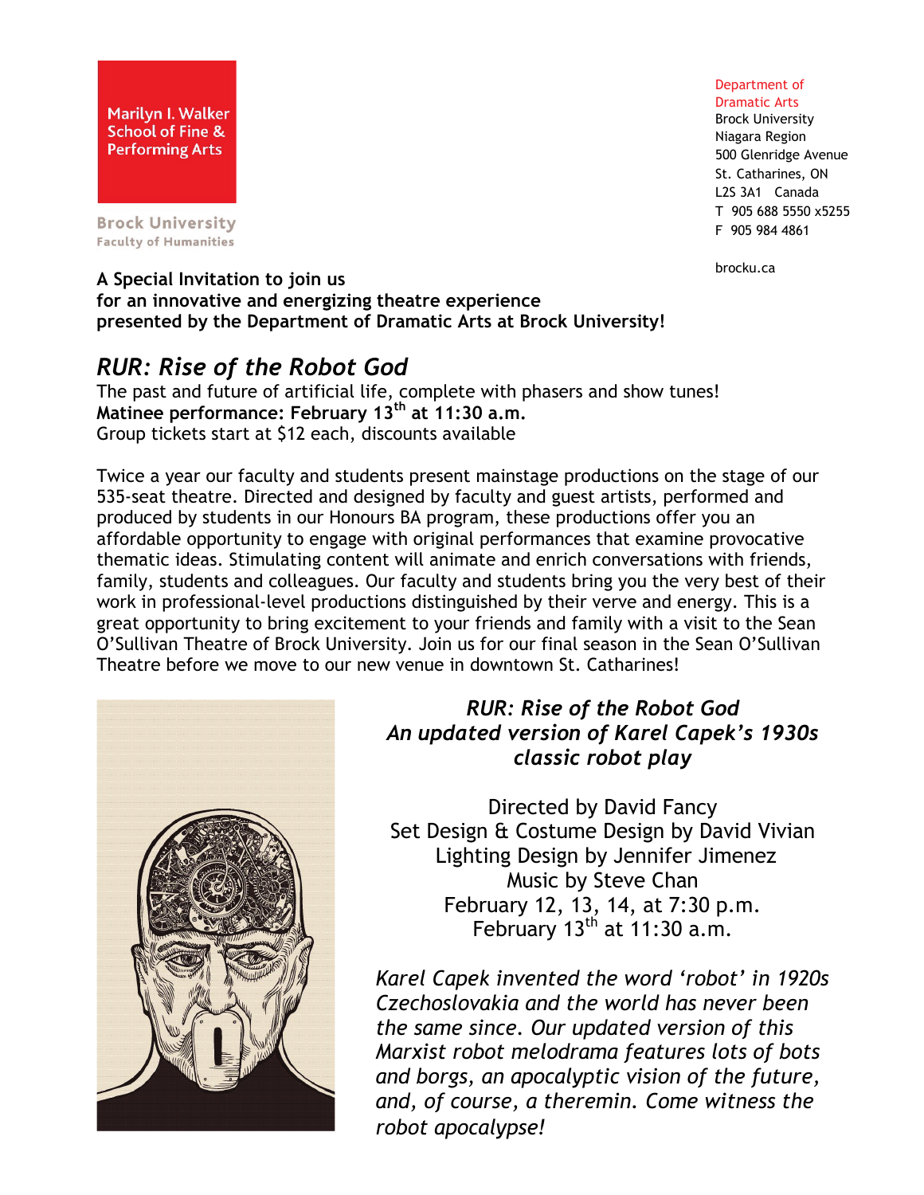Marilyn I. Walker School of Fine & Performing Arts

Brock University
Faculty of Humanities

Department of Dramatic Arts
Brock University
Niagara Region
500 Glenridge Avenue
St. Catharines, ON
L2S 3A1 Canada
T 905 688 5550 x5255
F 905 984 4861

brocku.ca

**A Special Invitation to join us**
**for an innovative and energizing theatre experience**
**presented by the Department of Dramatic Arts at Brock University!**

## *RUR: Rise of the Robot God*

The past and future of artificial life, complete with phasers and show tunes!
**Matinee performance: February 13th at 11:30 a.m.**
Group tickets start at $12 each, discounts available

Twice a year our faculty and students present mainstage productions on the stage of our 535-seat theatre. Directed and designed by faculty and guest artists, performed and produced by students in our Honours BA program, these productions offer you an affordable opportunity to engage with original performances that examine provocative thematic ideas. Stimulating content will animate and enrich conversations with friends, family, students and colleagues. Our faculty and students bring you the very best of their work in professional-level productions distinguished by their verve and energy. This is a great opportunity to bring excitement to your friends and family with a visit to the Sean O'Sullivan Theatre of Brock University. Join us for our final season in the Sean O'Sullivan Theatre before we move to our new venue in downtown St. Catharines!

### *RUR: Rise of the Robot God*
### *An updated version of Karel Capek's 1930s classic robot play*

Directed by David Fancy
Set Design & Costume Design by David Vivian
Lighting Design by Jennifer Jimenez
Music by Steve Chan
February 12, 13, 14, at 7:30 p.m.
February 13th at 11:30 a.m.

*Karel Capek invented the word 'robot' in 1920s Czechoslovakia and the world has never been the same since. Our updated version of this Marxist robot melodrama features lots of bots and borgs, an apocalyptic vision of the future, and, of course, a theremin. Come witness the robot apocalypse!*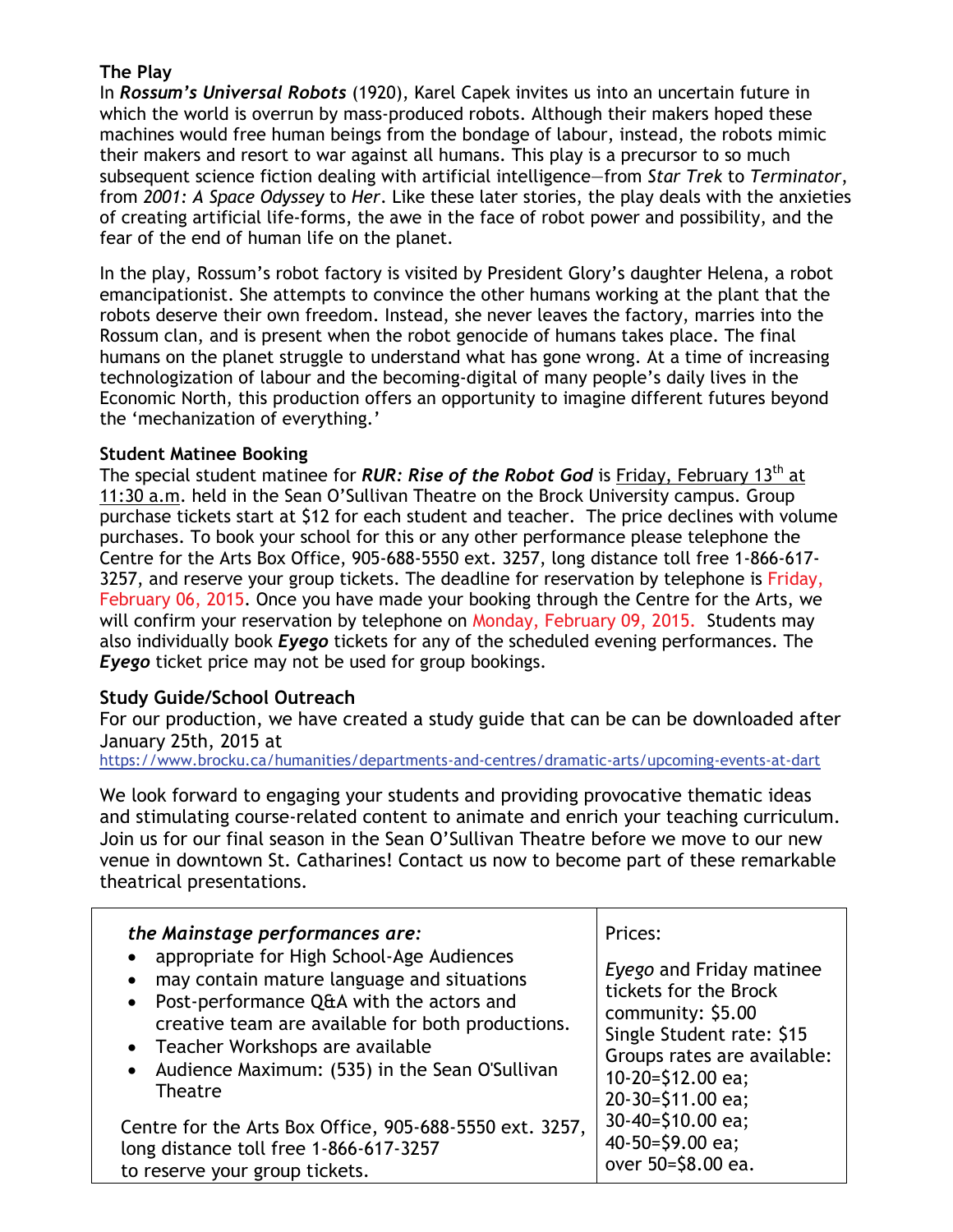### The Play

In ***Rossum's Universal Robots*** (1920), Karel Capek invites us into an uncertain future in which the world is overrun by mass-produced robots. Although their makers hoped these machines would free human beings from the bondage of labour, instead, the robots mimic their makers and resort to war against all humans. This play is a precursor to so much subsequent science fiction dealing with artificial intelligence—from *Star Trek* to *Terminator*, from *2001: A Space Odyssey* to *Her*. Like these later stories, the play deals with the anxieties of creating artificial life-forms, the awe in the face of robot power and possibility, and the fear of the end of human life on the planet.

In the play, Rossum's robot factory is visited by President Glory's daughter Helena, a robot emancipationist. She attempts to convince the other humans working at the plant that the robots deserve their own freedom. Instead, she never leaves the factory, marries into the Rossum clan, and is present when the robot genocide of humans takes place. The final humans on the planet struggle to understand what has gone wrong. At a time of increasing technologization of labour and the becoming-digital of many people's daily lives in the Economic North, this production offers an opportunity to imagine different futures beyond the 'mechanization of everything.'

### Student Matinee Booking

The special student matinee for ***RUR: Rise of the Robot God*** is Friday, February 13th at 11:30 a.m. held in the Sean O'Sullivan Theatre on the Brock University campus. Group purchase tickets start at $12 for each student and teacher. The price declines with volume purchases. To book your school for this or any other performance please telephone the Centre for the Arts Box Office, 905-688-5550 ext. 3257, long distance toll free 1-866-617-3257, and reserve your group tickets. The deadline for reservation by telephone is Friday, February 06, 2015. Once you have made your booking through the Centre for the Arts, we will confirm your reservation by telephone on Monday, February 09, 2015. Students may also individually book ***Eyego*** tickets for any of the scheduled evening performances. The ***Eyego*** ticket price may not be used for group bookings.

### Study Guide/School Outreach

For our production, we have created a study guide that can be can be downloaded after January 25th, 2015 at
https://www.brocku.ca/humanities/departments-and-centres/dramatic-arts/upcoming-events-at-dart

We look forward to engaging your students and providing provocative thematic ideas and stimulating course-related content to animate and enrich your teaching curriculum. Join us for our final season in the Sean O'Sullivan Theatre before we move to our new venue in downtown St. Catharines! Contact us now to become part of these remarkable theatrical presentations.

| | |
|---|---|
| ***the Mainstage performances are:***<br>• appropriate for High School-Age Audiences<br>• may contain mature language and situations<br>• Post-performance Q&A with the actors and creative team are available for both productions.<br>• Teacher Workshops are available<br>• Audience Maximum: (535) in the Sean O'Sullivan Theatre<br><br>Centre for the Arts Box Office, 905-688-5550 ext. 3257, long distance toll free 1-866-617-3257 to reserve your group tickets. | Prices:<br><br>*Eyego* and Friday matinee tickets for the Brock community: $5.00<br>Single Student rate: $15<br>Groups rates are available:<br>10-20=$12.00 ea;<br>20-30=$11.00 ea;<br>30-40=$10.00 ea;<br>40-50=$9.00 ea;<br>over 50=$8.00 ea. |